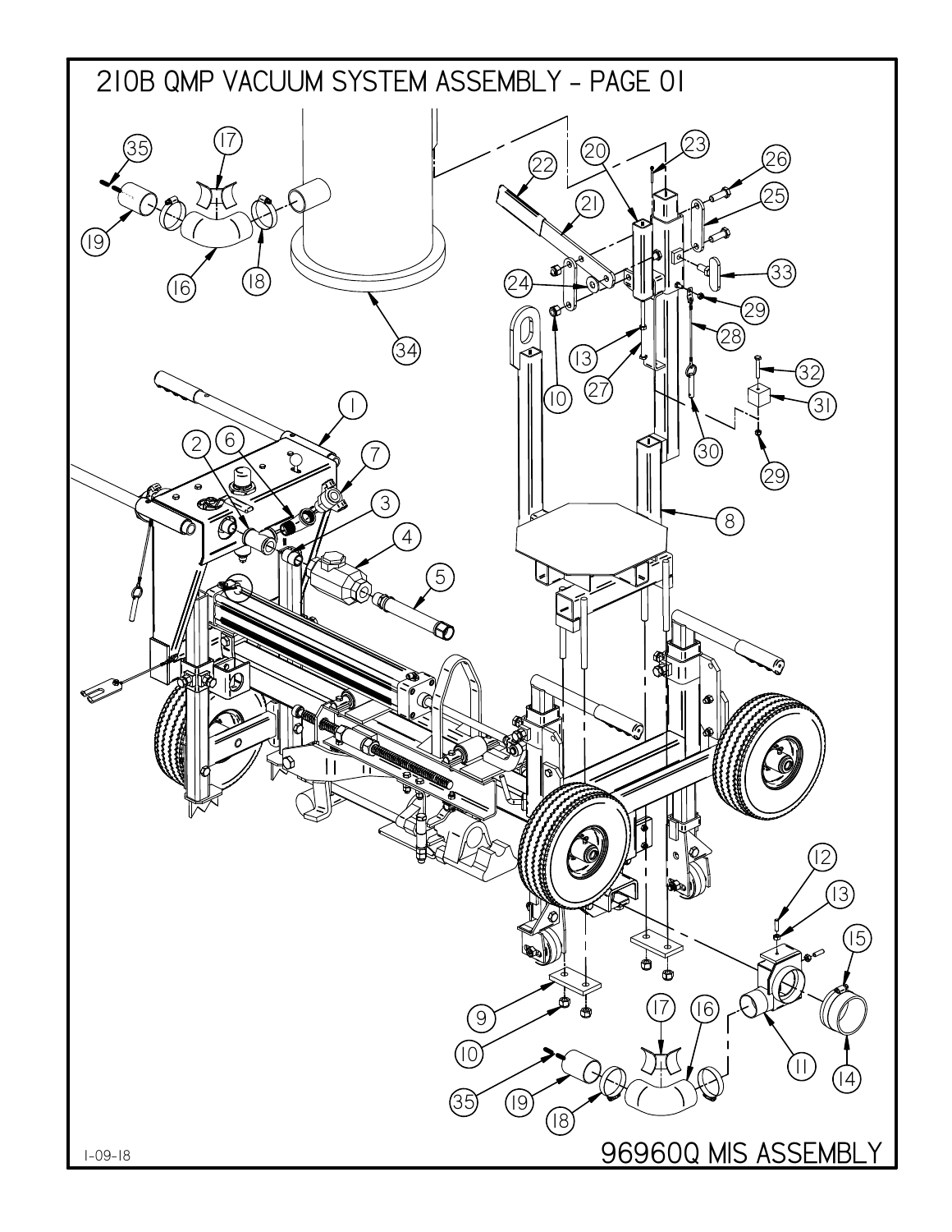# 210B QMP VACUUM SYSTEM ASSEMBLY - PAGE 01

1-09-18

96960Q MIS ASSEMBLY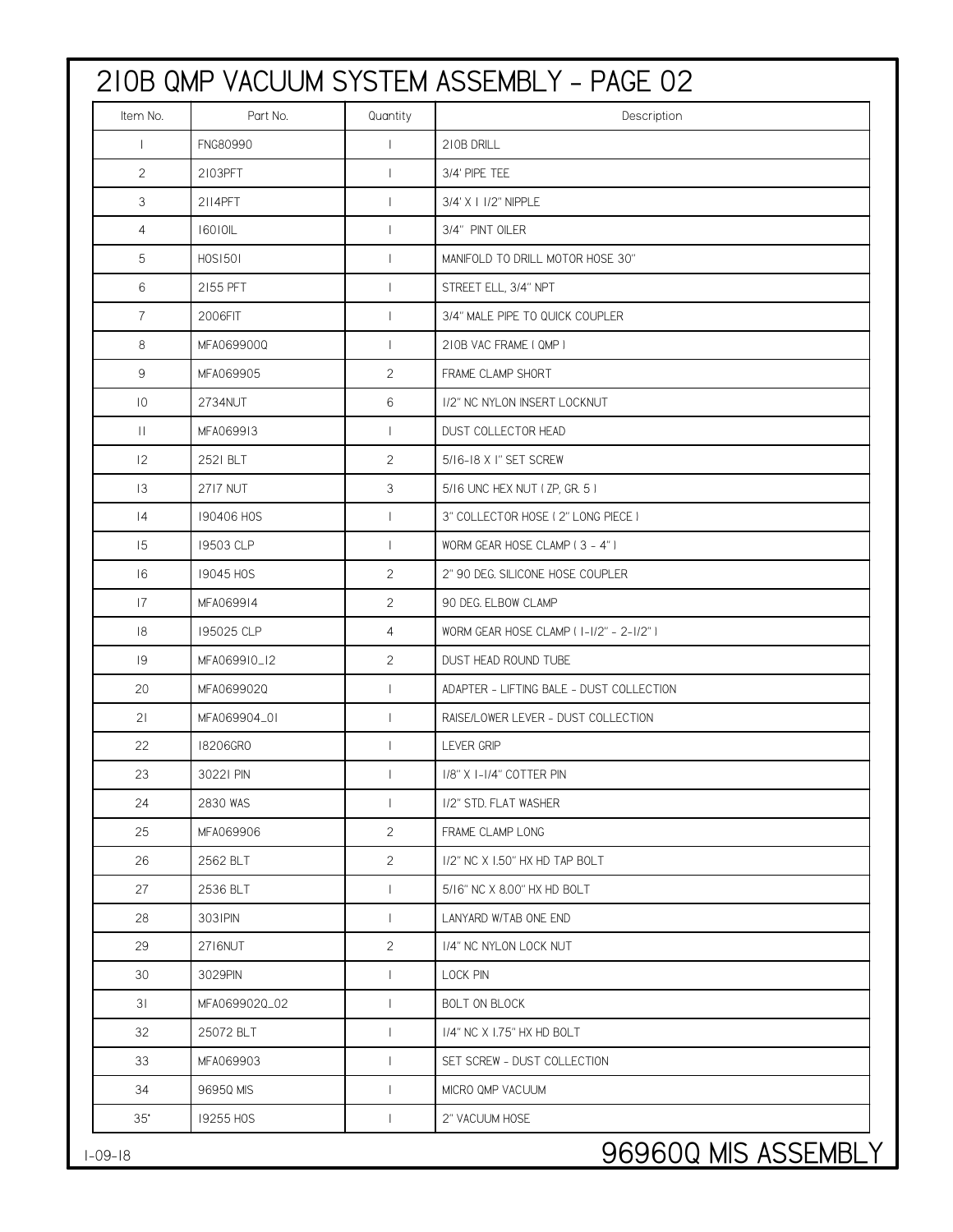# 210B QMP VACUUM SYSTEM ASSEMBLY - PAGE 02

| Item No. | Part No. | Quantity | Description |
|---|---|---|---|
| 1 | FNG80990 | 1 | 210B DRILL |
| 2 | 2103PFT | 1 | 3/4' PIPE TEE |
| 3 | 2114PFT | 1 | 3/4' X 1 1/2" NIPPLE |
| 4 | 16010IL | 1 | 3/4" PINT OILER |
| 5 | HOS1501 | 1 | MANIFOLD TO DRILL MOTOR HOSE 30" |
| 6 | 2155 PFT | 1 | STREET ELL, 3/4" NPT |
| 7 | 2006FIT | 1 | 3/4" MALE PIPE TO QUICK COUPLER |
| 8 | MFA069900Q | 1 | 210B VAC FRAME ( QMP ) |
| 9 | MFA069905 | 2 | FRAME CLAMP SHORT |
| 10 | 2734NUT | 6 | 1/2" NC NYLON INSERT LOCKNUT |
| 11 | MFA069913 | 1 | DUST COLLECTOR HEAD |
| 12 | 2521 BLT | 2 | 5/16-18 X 1" SET SCREW |
| 13 | 2717 NUT | 3 | 5/16 UNC HEX NUT ( ZP, GR. 5 ) |
| 14 | 190406 HOS | 1 | 3" COLLECTOR HOSE ( 2" LONG PIECE ) |
| 15 | 19503 CLP | 1 | WORM GEAR HOSE CLAMP ( 3 - 4" ) |
| 16 | 19045 HOS | 2 | 2" 90 DEG. SILICONE HOSE COUPLER |
| 17 | MFA069914 | 2 | 90 DEG. ELBOW CLAMP |
| 18 | 195025 CLP | 4 | WORM GEAR HOSE CLAMP ( 1-1/2" - 2-1/2" ) |
| 19 | MFA069910_12 | 2 | DUST HEAD ROUND TUBE |
| 20 | MFA069902Q | 1 | ADAPTER - LIFTING BALE - DUST COLLECTION |
| 21 | MFA069904_01 | 1 | RAISE/LOWER LEVER - DUST COLLECTION |
| 22 | 18206GRO | 1 | LEVER GRIP |
| 23 | 30221 PIN | 1 | 1/8" X 1-1/4" COTTER PIN |
| 24 | 2830 WAS | 1 | 1/2" STD. FLAT WASHER |
| 25 | MFA069906 | 2 | FRAME CLAMP LONG |
| 26 | 2562 BLT | 2 | 1/2" NC X 1.50" HX HD TAP BOLT |
| 27 | 2536 BLT | 1 | 5/16" NC X 8.00" HX HD BOLT |
| 28 | 3031PIN | 1 | LANYARD W/TAB ONE END |
| 29 | 2716NUT | 2 | 1/4" NC NYLON LOCK NUT |
| 30 | 3029PIN | 1 | LOCK PIN |
| 31 | MFA069902Q_02 | 1 | BOLT ON BLOCK |
| 32 | 25072 BLT | 1 | 1/4" NC X 1.75" HX HD BOLT |
| 33 | MFA069903 | 1 | SET SCREW - DUST COLLECTION |
| 34 | 96950 MIS | 1 | MICRO QMP VACUUM |
| 35* | 19255 HOS | 1 | 2" VACUUM HOSE |

1-09-18

96960Q MIS ASSEMBLY